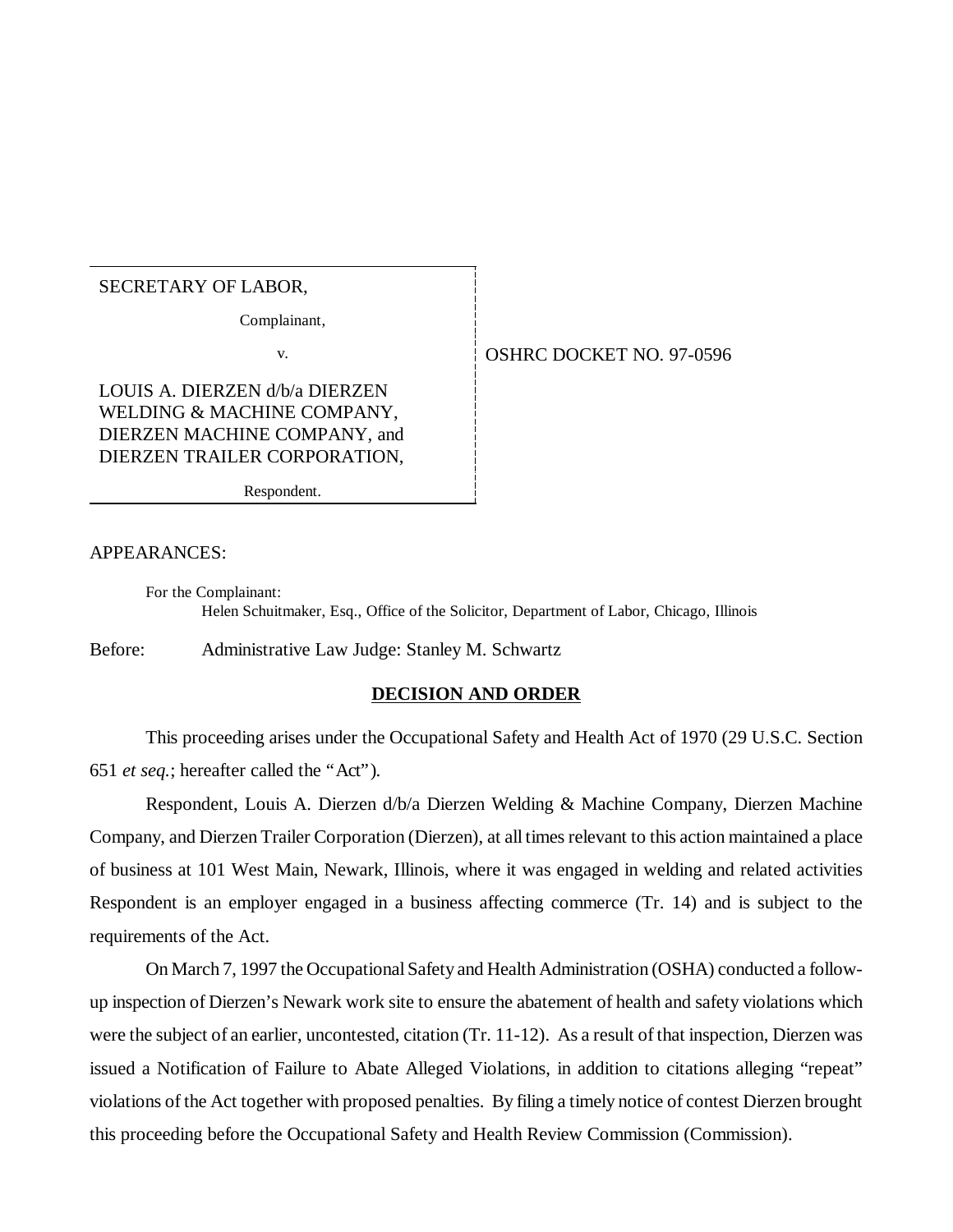| SECRETARY OF LABOR, | |
|---|---|
| Complainant, | |
| v. | OSHRC DOCKET NO. 97-0596 |
| LOUIS A. DIERZEN d/b/a DIERZEN WELDING & MACHINE COMPANY, DIERZEN MACHINE COMPANY, and DIERZEN TRAILER CORPORATION, | |
| Respondent. | |

APPEARANCES:

For the Complainant:
Helen Schuitmaker, Esq., Office of the Solicitor, Department of Labor, Chicago, Illinois

Before: Administrative Law Judge: Stanley M. Schwartz

## DECISION AND ORDER

This proceeding arises under the Occupational Safety and Health Act of 1970 (29 U.S.C. Section 651 *et seq.*; hereafter called the "Act").

Respondent, Louis A. Dierzen d/b/a Dierzen Welding & Machine Company, Dierzen Machine Company, and Dierzen Trailer Corporation (Dierzen), at all times relevant to this action maintained a place of business at 101 West Main, Newark, Illinois, where it was engaged in welding and related activities Respondent is an employer engaged in a business affecting commerce (Tr. 14) and is subject to the requirements of the Act.

On March 7, 1997 the Occupational Safety and Health Administration (OSHA) conducted a follow-up inspection of Dierzen's Newark work site to ensure the abatement of health and safety violations which were the subject of an earlier, uncontested, citation (Tr. 11-12). As a result of that inspection, Dierzen was issued a Notification of Failure to Abate Alleged Violations, in addition to citations alleging "repeat" violations of the Act together with proposed penalties. By filing a timely notice of contest Dierzen brought this proceeding before the Occupational Safety and Health Review Commission (Commission).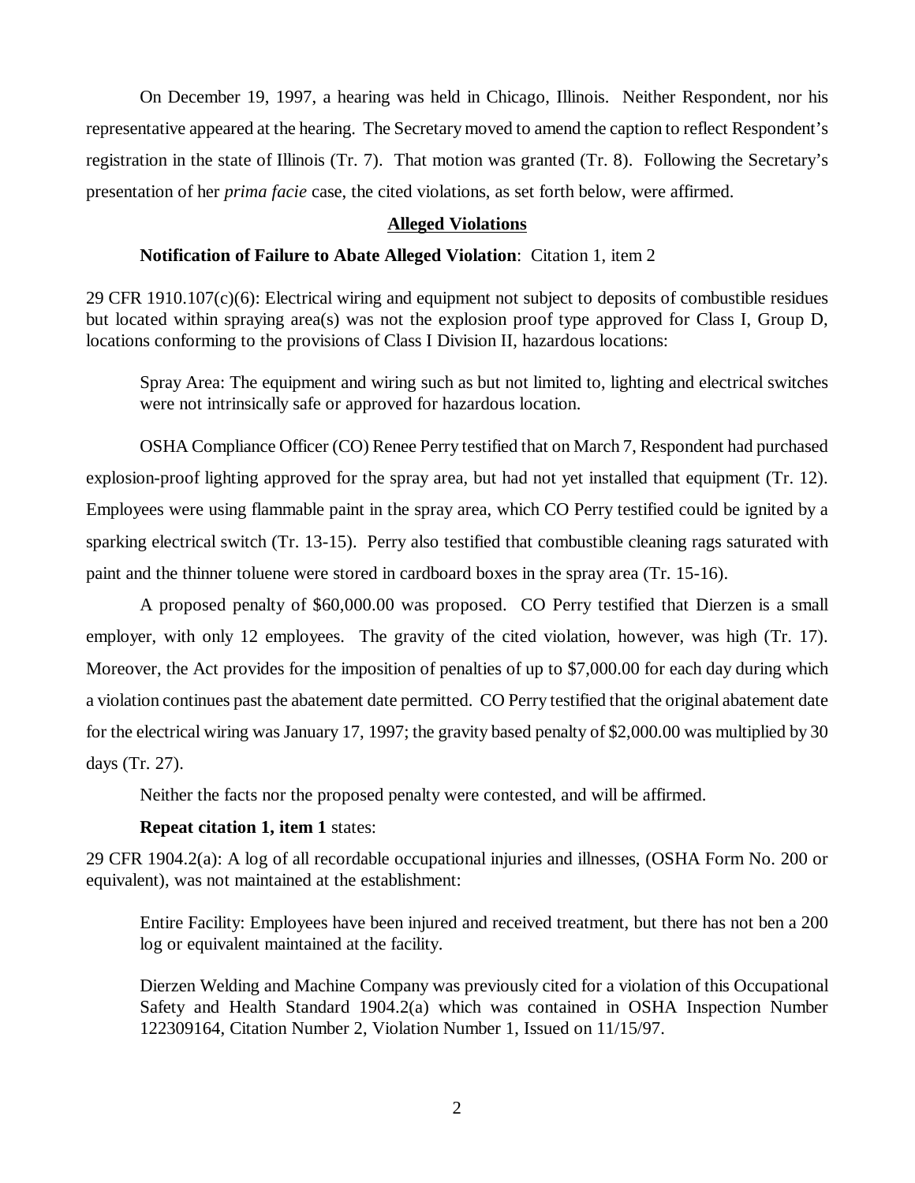On December 19, 1997, a hearing was held in Chicago, Illinois. Neither Respondent, nor his representative appeared at the hearing. The Secretary moved to amend the caption to reflect Respondent's registration in the state of Illinois (Tr. 7). That motion was granted (Tr. 8). Following the Secretary's presentation of her *prima facie* case, the cited violations, as set forth below, were affirmed.

**Alleged Violations**

**Notification of Failure to Abate Alleged Violation**: Citation 1, item 2

29 CFR 1910.107(c)(6): Electrical wiring and equipment not subject to deposits of combustible residues but located within spraying area(s) was not the explosion proof type approved for Class I, Group D, locations conforming to the provisions of Class I Division II, hazardous locations:

> Spray Area: The equipment and wiring such as but not limited to, lighting and electrical switches were not intrinsically safe or approved for hazardous location.

OSHA Compliance Officer (CO) Renee Perry testified that on March 7, Respondent had purchased explosion-proof lighting approved for the spray area, but had not yet installed that equipment (Tr. 12). Employees were using flammable paint in the spray area, which CO Perry testified could be ignited by a sparking electrical switch (Tr. 13-15). Perry also testified that combustible cleaning rags saturated with paint and the thinner toluene were stored in cardboard boxes in the spray area (Tr. 15-16).

A proposed penalty of $60,000.00 was proposed. CO Perry testified that Dierzen is a small employer, with only 12 employees. The gravity of the cited violation, however, was high (Tr. 17). Moreover, the Act provides for the imposition of penalties of up to $7,000.00 for each day during which a violation continues past the abatement date permitted. CO Perry testified that the original abatement date for the electrical wiring was January 17, 1997; the gravity based penalty of $2,000.00 was multiplied by 30 days (Tr. 27).

Neither the facts nor the proposed penalty were contested, and will be affirmed.

**Repeat citation 1, item 1** states:

29 CFR 1904.2(a): A log of all recordable occupational injuries and illnesses, (OSHA Form No. 200 or equivalent), was not maintained at the establishment:

> Entire Facility: Employees have been injured and received treatment, but there has not ben a 200 log or equivalent maintained at the facility.
>
> Dierzen Welding and Machine Company was previously cited for a violation of this Occupational Safety and Health Standard 1904.2(a) which was contained in OSHA Inspection Number 122309164, Citation Number 2, Violation Number 1, Issued on 11/15/97.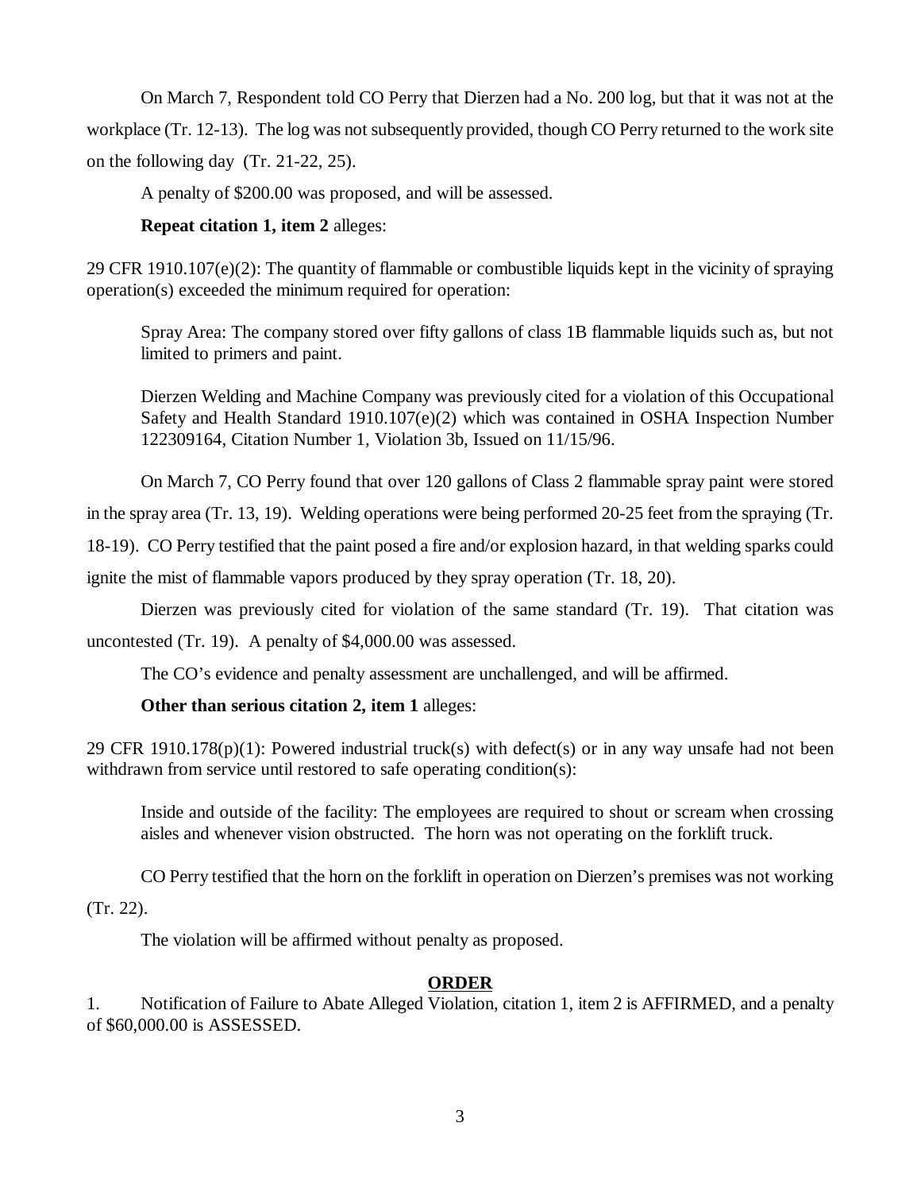On March 7, Respondent told CO Perry that Dierzen had a No. 200 log, but that it was not at the workplace (Tr. 12-13). The log was not subsequently provided, though CO Perry returned to the work site on the following day (Tr. 21-22, 25).

A penalty of $200.00 was proposed, and will be assessed.

**Repeat citation 1, item 2** alleges:

29 CFR 1910.107(e)(2): The quantity of flammable or combustible liquids kept in the vicinity of spraying operation(s) exceeded the minimum required for operation:

> Spray Area: The company stored over fifty gallons of class 1B flammable liquids such as, but not limited to primers and paint.
>
> Dierzen Welding and Machine Company was previously cited for a violation of this Occupational Safety and Health Standard 1910.107(e)(2) which was contained in OSHA Inspection Number 122309164, Citation Number 1, Violation 3b, Issued on 11/15/96.

On March 7, CO Perry found that over 120 gallons of Class 2 flammable spray paint were stored in the spray area (Tr. 13, 19). Welding operations were being performed 20-25 feet from the spraying (Tr. 18-19). CO Perry testified that the paint posed a fire and/or explosion hazard, in that welding sparks could ignite the mist of flammable vapors produced by they spray operation (Tr. 18, 20).

Dierzen was previously cited for violation of the same standard (Tr. 19). That citation was uncontested (Tr. 19). A penalty of $4,000.00 was assessed.

The CO's evidence and penalty assessment are unchallenged, and will be affirmed.

**Other than serious citation 2, item 1** alleges:

29 CFR 1910.178(p)(1): Powered industrial truck(s) with defect(s) or in any way unsafe had not been withdrawn from service until restored to safe operating condition(s):

> Inside and outside of the facility: The employees are required to shout or scream when crossing aisles and whenever vision obstructed. The horn was not operating on the forklift truck.

CO Perry testified that the horn on the forklift in operation on Dierzen's premises was not working (Tr. 22).

The violation will be affirmed without penalty as proposed.

## ORDER

1. Notification of Failure to Abate Alleged Violation, citation 1, item 2 is AFFIRMED, and a penalty of $60,000.00 is ASSESSED.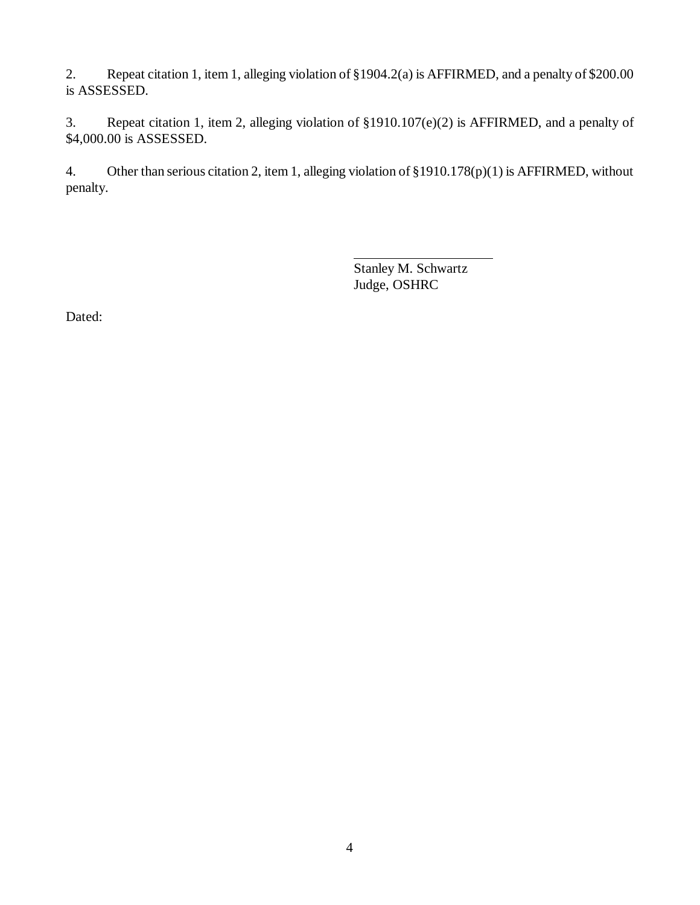2. Repeat citation 1, item 1, alleging violation of §1904.2(a) is AFFIRMED, and a penalty of $200.00 is ASSESSED.

3. Repeat citation 1, item 2, alleging violation of §1910.107(e)(2) is AFFIRMED, and a penalty of $4,000.00 is ASSESSED.

4. Other than serious citation 2, item 1, alleging violation of §1910.178(p)(1) is AFFIRMED, without penalty.

\_\_\_\_\_\_\_\_\_\_\_\_\_\_\_\_\_\_\_\_\_\_

Stanley M. Schwartz
Judge, OSHRC

Dated: